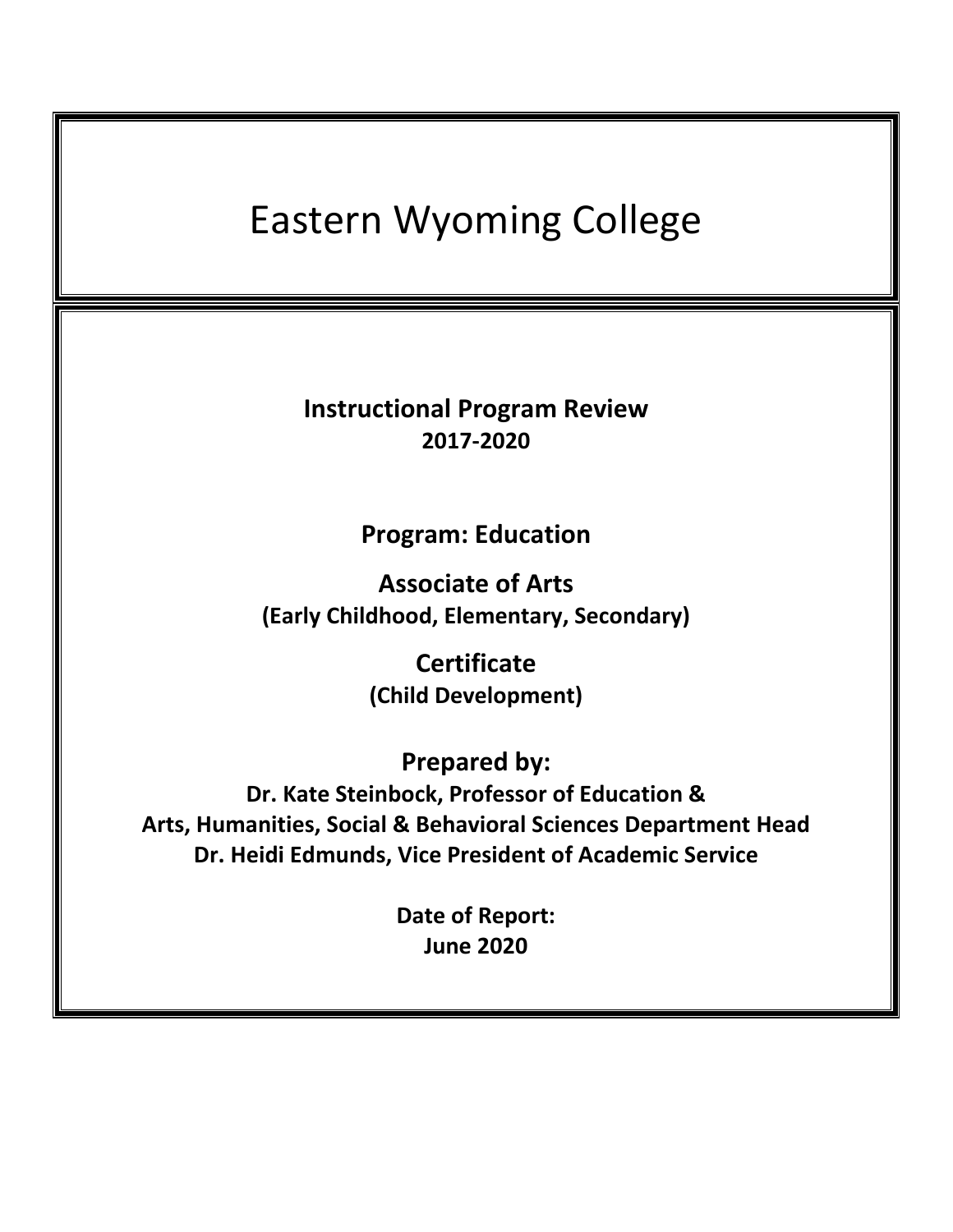# Eastern Wyoming College

**Instructional Program Review**
**2017-2020**

## Program: Education

## Associate of Arts
**(Early Childhood, Elementary, Secondary)**

## Certificate
**(Child Development)**

## Prepared by:
**Dr. Kate Steinbock, Professor of Education &**
**Arts, Humanities, Social & Behavioral Sciences Department Head**
**Dr. Heidi Edmunds, Vice President of Academic Service**

**Date of Report:**
**June 2020**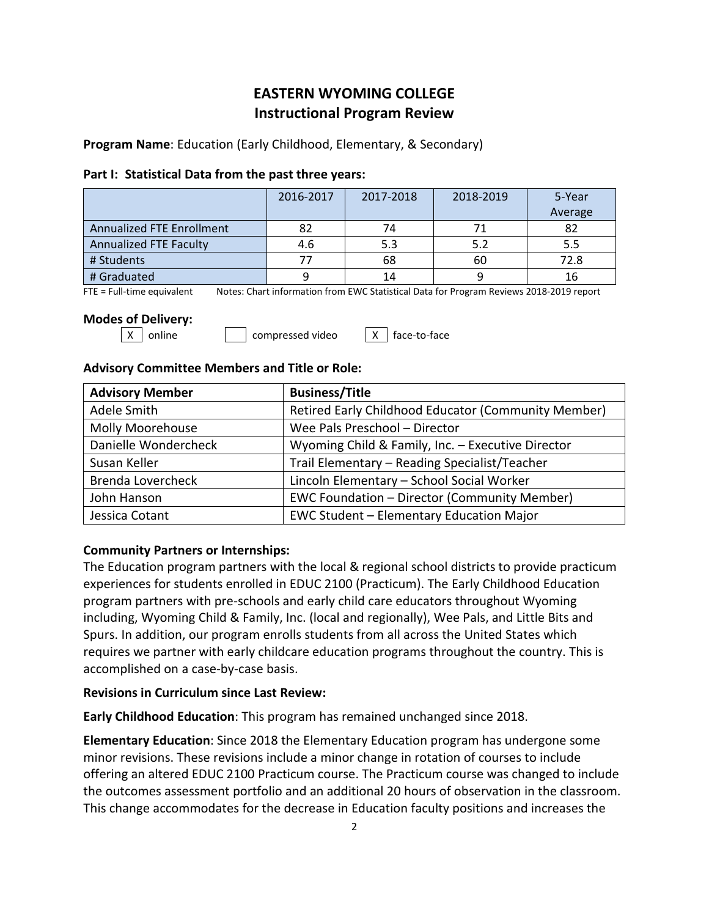# EASTERN WYOMING COLLEGE
## Instructional Program Review

**Program Name**: Education (Early Childhood, Elementary, & Secondary)

**Part I: Statistical Data from the past three years:**

| | 2016-2017 | 2017-2018 | 2018-2019 | 5-Year Average |
|---|---|---|---|---|
| Annualized FTE Enrollment | 82 | 74 | 71 | 82 |
| Annualized FTE Faculty | 4.6 | 5.3 | 5.2 | 5.5 |
| # Students | 77 | 68 | 60 | 72.8 |
| # Graduated | 9 | 14 | 9 | 16 |

FTE = Full-time equivalent    Notes: Chart information from EWC Statistical Data for Program Reviews 2018-2019 report

**Modes of Delivery:**

[X] online [ ] compressed video [X] face-to-face

**Advisory Committee Members and Title or Role:**

| Advisory Member | Business/Title |
|---|---|
| Adele Smith | Retired Early Childhood Educator (Community Member) |
| Molly Moorehouse | Wee Pals Preschool – Director |
| Danielle Wondercheck | Wyoming Child & Family, Inc. – Executive Director |
| Susan Keller | Trail Elementary – Reading Specialist/Teacher |
| Brenda Lovercheck | Lincoln Elementary – School Social Worker |
| John Hanson | EWC Foundation – Director (Community Member) |
| Jessica Cotant | EWC Student – Elementary Education Major |

**Community Partners or Internships:**

The Education program partners with the local & regional school districts to provide practicum experiences for students enrolled in EDUC 2100 (Practicum). The Early Childhood Education program partners with pre-schools and early child care educators throughout Wyoming including, Wyoming Child & Family, Inc. (local and regionally), Wee Pals, and Little Bits and Spurs. In addition, our program enrolls students from all across the United States which requires we partner with early childcare education programs throughout the country. This is accomplished on a case-by-case basis.

**Revisions in Curriculum since Last Review:**

**Early Childhood Education**: This program has remained unchanged since 2018.

**Elementary Education**: Since 2018 the Elementary Education program has undergone some minor revisions. These revisions include a minor change in rotation of courses to include offering an altered EDUC 2100 Practicum course. The Practicum course was changed to include the outcomes assessment portfolio and an additional 20 hours of observation in the classroom. This change accommodates for the decrease in Education faculty positions and increases the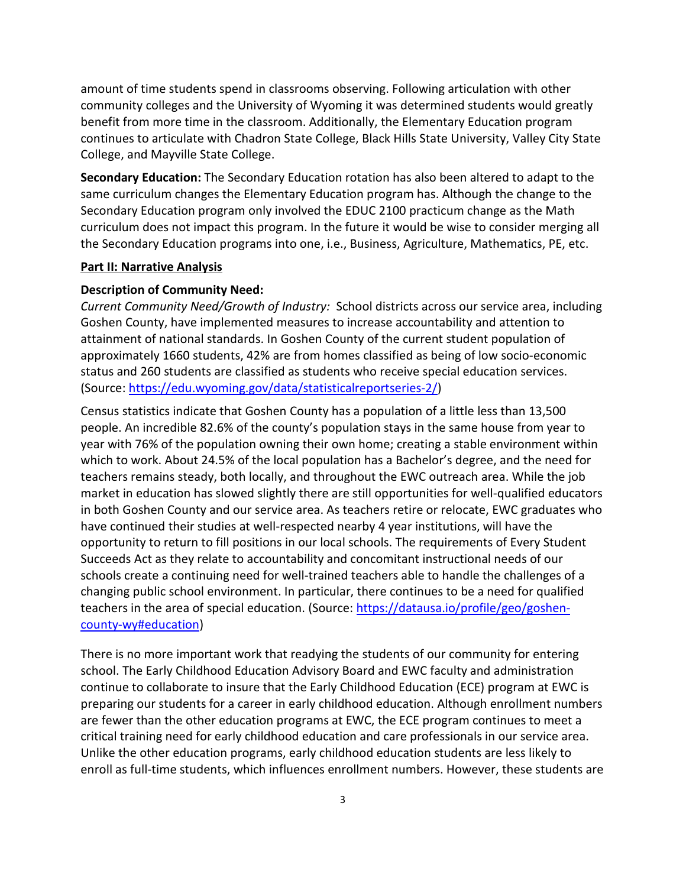amount of time students spend in classrooms observing. Following articulation with other community colleges and the University of Wyoming it was determined students would greatly benefit from more time in the classroom. Additionally, the Elementary Education program continues to articulate with Chadron State College, Black Hills State University, Valley City State College, and Mayville State College.

**Secondary Education:** The Secondary Education rotation has also been altered to adapt to the same curriculum changes the Elementary Education program has. Although the change to the Secondary Education program only involved the EDUC 2100 practicum change as the Math curriculum does not impact this program. In the future it would be wise to consider merging all the Secondary Education programs into one, i.e., Business, Agriculture, Mathematics, PE, etc.

## Part II: Narrative Analysis

### Description of Community Need:

*Current Community Need/Growth of Industry:* School districts across our service area, including Goshen County, have implemented measures to increase accountability and attention to attainment of national standards. In Goshen County of the current student population of approximately 1660 students, 42% are from homes classified as being of low socio-economic status and 260 students are classified as students who receive special education services. (Source: https://edu.wyoming.gov/data/statisticalreportseries-2/)

Census statistics indicate that Goshen County has a population of a little less than 13,500 people. An incredible 82.6% of the county's population stays in the same house from year to year with 76% of the population owning their own home; creating a stable environment within which to work. About 24.5% of the local population has a Bachelor's degree, and the need for teachers remains steady, both locally, and throughout the EWC outreach area. While the job market in education has slowed slightly there are still opportunities for well-qualified educators in both Goshen County and our service area. As teachers retire or relocate, EWC graduates who have continued their studies at well-respected nearby 4 year institutions, will have the opportunity to return to fill positions in our local schools. The requirements of Every Student Succeeds Act as they relate to accountability and concomitant instructional needs of our schools create a continuing need for well-trained teachers able to handle the challenges of a changing public school environment. In particular, there continues to be a need for qualified teachers in the area of special education. (Source: https://datausa.io/profile/geo/goshen-county-wy#education)

There is no more important work that readying the students of our community for entering school. The Early Childhood Education Advisory Board and EWC faculty and administration continue to collaborate to insure that the Early Childhood Education (ECE) program at EWC is preparing our students for a career in early childhood education. Although enrollment numbers are fewer than the other education programs at EWC, the ECE program continues to meet a critical training need for early childhood education and care professionals in our service area. Unlike the other education programs, early childhood education students are less likely to enroll as full-time students, which influences enrollment numbers. However, these students are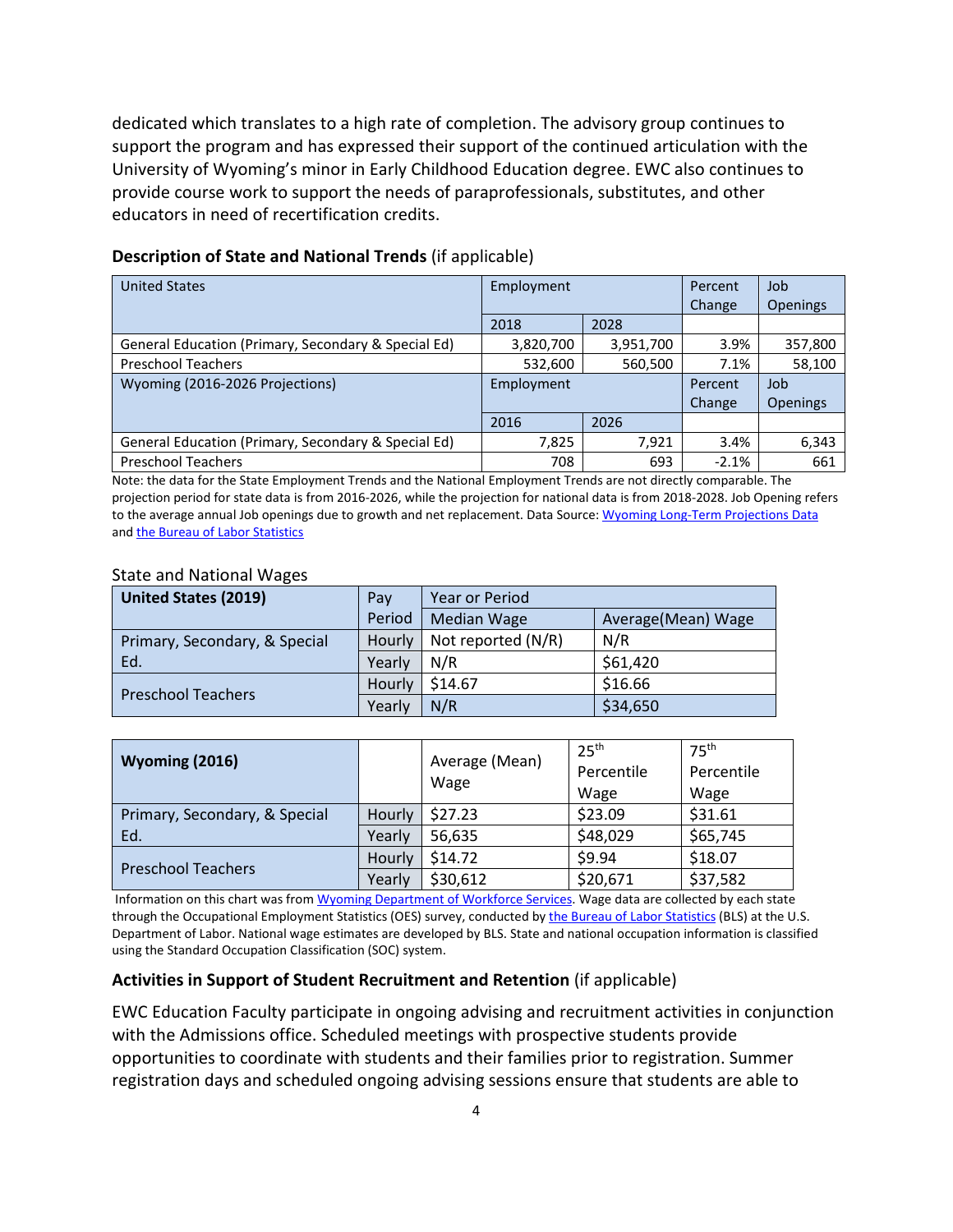dedicated which translates to a high rate of completion. The advisory group continues to support the program and has expressed their support of the continued articulation with the University of Wyoming's minor in Early Childhood Education degree. EWC also continues to provide course work to support the needs of paraprofessionals, substitutes, and other educators in need of recertification credits.

**Description of State and National Trends** (if applicable)

| United States | Employment | | Percent Change | Job Openings |
|---|---|---|---|---|
| | 2018 | 2028 | | |
| General Education (Primary, Secondary & Special Ed) | 3,820,700 | 3,951,700 | 3.9% | 357,800 |
| Preschool Teachers | 532,600 | 560,500 | 7.1% | 58,100 |
| Wyoming (2016-2026 Projections) | Employment | | Percent Change | Job Openings |
| | 2016 | 2026 | | |
| General Education (Primary, Secondary & Special Ed) | 7,825 | 7,921 | 3.4% | 6,343 |
| Preschool Teachers | 708 | 693 | -2.1% | 661 |

Note: the data for the State Employment Trends and the National Employment Trends are not directly comparable. The projection period for state data is from 2016-2026, while the projection for national data is from 2018-2028. Job Opening refers to the average annual Job openings due to growth and net replacement. Data Source: Wyoming Long-Term Projections Data and the Bureau of Labor Statistics

State and National Wages

| **United States (2019)** | Pay Period | Year or Period | |
|---|---|---|---|
| | | Median Wage | Average(Mean) Wage |
| Primary, Secondary, & Special Ed. | Hourly | Not reported (N/R) | N/R |
| | Yearly | N/R | $61,420 |
| Preschool Teachers | Hourly | $14.67 | $16.66 |
| | Yearly | N/R | $34,650 |

| **Wyoming (2016)** | | Average (Mean) Wage | 25th Percentile Wage | 75th Percentile Wage |
|---|---|---|---|---|
| Primary, Secondary, & Special Ed. | Hourly | $27.23 | $23.09 | $31.61 |
| | Yearly | 56,635 | $48,029 | $65,745 |
| Preschool Teachers | Hourly | $14.72 | $9.94 | $18.07 |
| | Yearly | $30,612 | $20,671 | $37,582 |

Information on this chart was from Wyoming Department of Workforce Services. Wage data are collected by each state through the Occupational Employment Statistics (OES) survey, conducted by the Bureau of Labor Statistics (BLS) at the U.S. Department of Labor. National wage estimates are developed by BLS. State and national occupation information is classified using the Standard Occupation Classification (SOC) system.

**Activities in Support of Student Recruitment and Retention** (if applicable)

EWC Education Faculty participate in ongoing advising and recruitment activities in conjunction with the Admissions office. Scheduled meetings with prospective students provide opportunities to coordinate with students and their families prior to registration. Summer registration days and scheduled ongoing advising sessions ensure that students are able to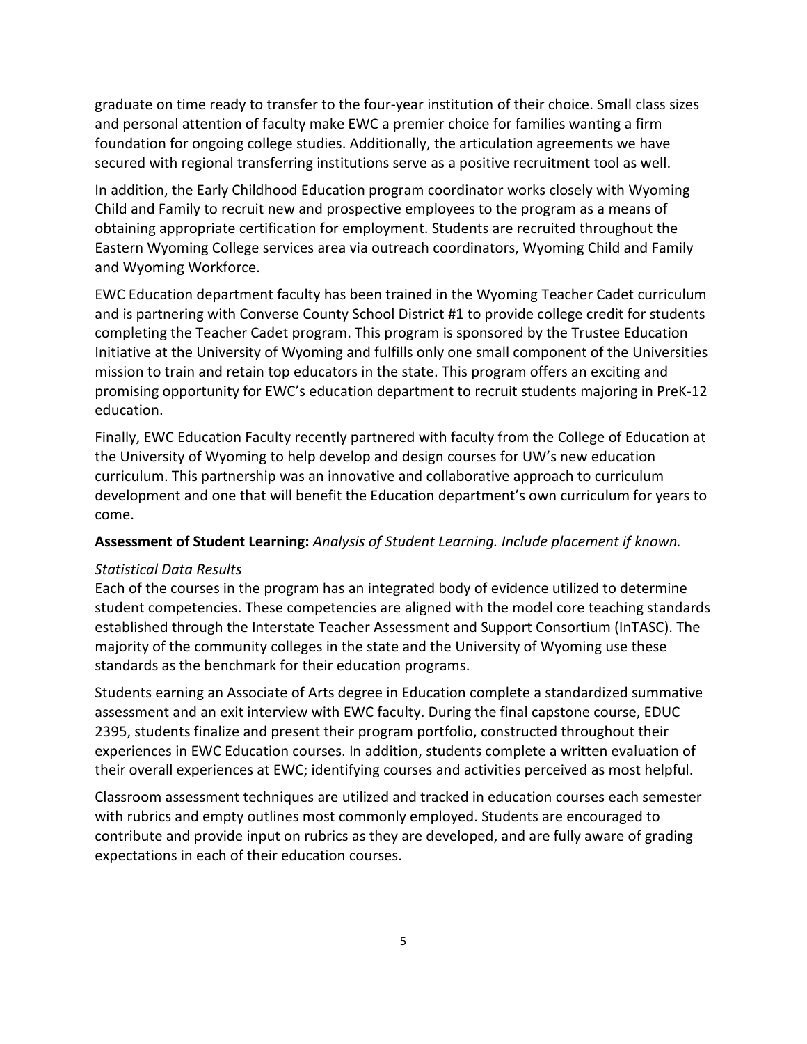graduate on time ready to transfer to the four-year institution of their choice. Small class sizes and personal attention of faculty make EWC a premier choice for families wanting a firm foundation for ongoing college studies. Additionally, the articulation agreements we have secured with regional transferring institutions serve as a positive recruitment tool as well.

In addition, the Early Childhood Education program coordinator works closely with Wyoming Child and Family to recruit new and prospective employees to the program as a means of obtaining appropriate certification for employment. Students are recruited throughout the Eastern Wyoming College services area via outreach coordinators, Wyoming Child and Family and Wyoming Workforce.

EWC Education department faculty has been trained in the Wyoming Teacher Cadet curriculum and is partnering with Converse County School District #1 to provide college credit for students completing the Teacher Cadet program. This program is sponsored by the Trustee Education Initiative at the University of Wyoming and fulfills only one small component of the Universities mission to train and retain top educators in the state. This program offers an exciting and promising opportunity for EWC's education department to recruit students majoring in PreK-12 education.

Finally, EWC Education Faculty recently partnered with faculty from the College of Education at the University of Wyoming to help develop and design courses for UW's new education curriculum. This partnership was an innovative and collaborative approach to curriculum development and one that will benefit the Education department's own curriculum for years to come.

**Assessment of Student Learning:** *Analysis of Student Learning. Include placement if known.*

*Statistical Data Results*

Each of the courses in the program has an integrated body of evidence utilized to determine student competencies. These competencies are aligned with the model core teaching standards established through the Interstate Teacher Assessment and Support Consortium (InTASC). The majority of the community colleges in the state and the University of Wyoming use these standards as the benchmark for their education programs.

Students earning an Associate of Arts degree in Education complete a standardized summative assessment and an exit interview with EWC faculty. During the final capstone course, EDUC 2395, students finalize and present their program portfolio, constructed throughout their experiences in EWC Education courses. In addition, students complete a written evaluation of their overall experiences at EWC; identifying courses and activities perceived as most helpful.

Classroom assessment techniques are utilized and tracked in education courses each semester with rubrics and empty outlines most commonly employed. Students are encouraged to contribute and provide input on rubrics as they are developed, and are fully aware of grading expectations in each of their education courses.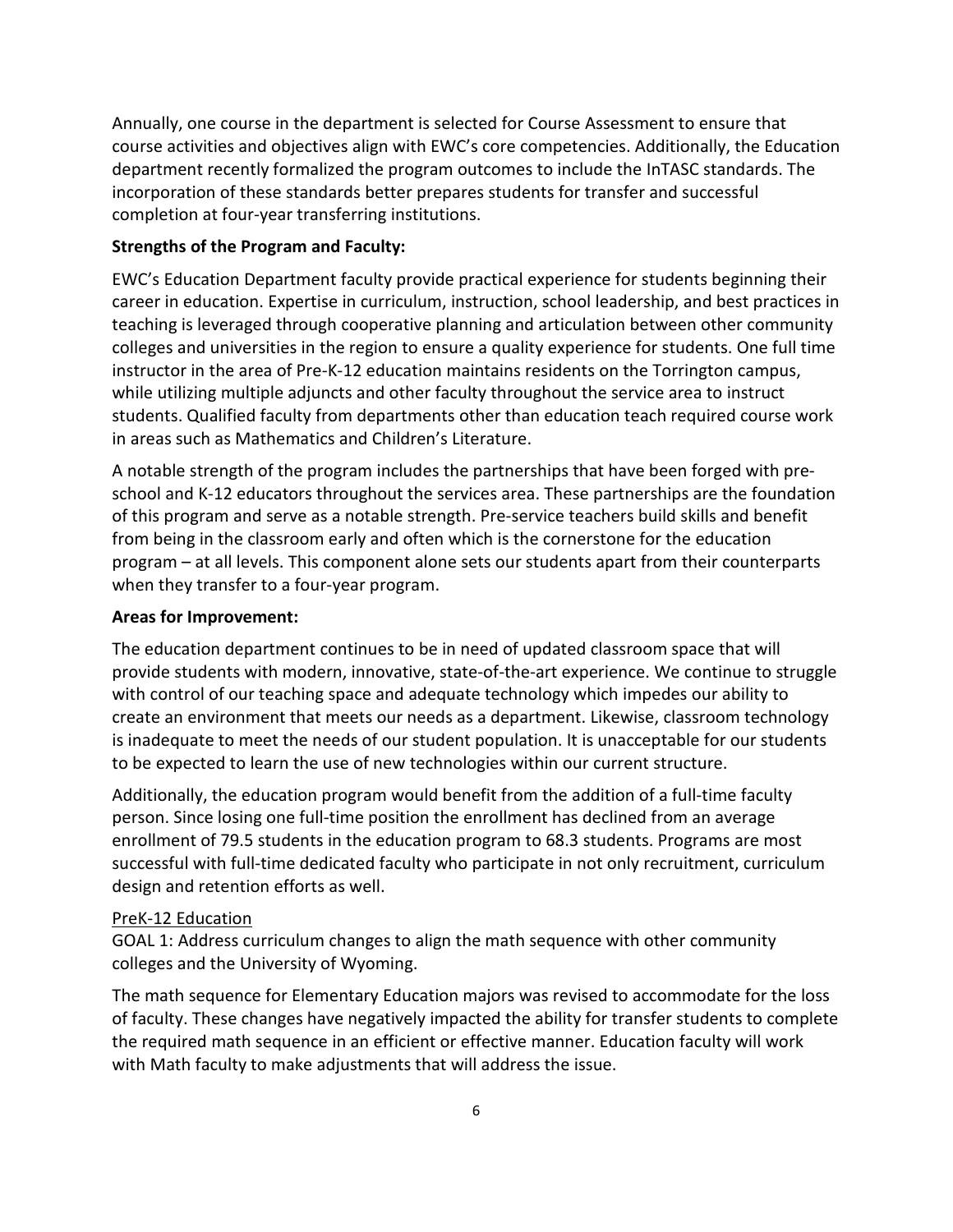Annually, one course in the department is selected for Course Assessment to ensure that course activities and objectives align with EWC's core competencies. Additionally, the Education department recently formalized the program outcomes to include the InTASC standards. The incorporation of these standards better prepares students for transfer and successful completion at four-year transferring institutions.

**Strengths of the Program and Faculty:**

EWC's Education Department faculty provide practical experience for students beginning their career in education. Expertise in curriculum, instruction, school leadership, and best practices in teaching is leveraged through cooperative planning and articulation between other community colleges and universities in the region to ensure a quality experience for students. One full time instructor in the area of Pre-K-12 education maintains residents on the Torrington campus, while utilizing multiple adjuncts and other faculty throughout the service area to instruct students. Qualified faculty from departments other than education teach required course work in areas such as Mathematics and Children's Literature.

A notable strength of the program includes the partnerships that have been forged with pre-school and K-12 educators throughout the services area. These partnerships are the foundation of this program and serve as a notable strength. Pre-service teachers build skills and benefit from being in the classroom early and often which is the cornerstone for the education program – at all levels. This component alone sets our students apart from their counterparts when they transfer to a four-year program.

**Areas for Improvement:**

The education department continues to be in need of updated classroom space that will provide students with modern, innovative, state-of-the-art experience. We continue to struggle with control of our teaching space and adequate technology which impedes our ability to create an environment that meets our needs as a department. Likewise, classroom technology is inadequate to meet the needs of our student population. It is unacceptable for our students to be expected to learn the use of new technologies within our current structure.

Additionally, the education program would benefit from the addition of a full-time faculty person. Since losing one full-time position the enrollment has declined from an average enrollment of 79.5 students in the education program to 68.3 students. Programs are most successful with full-time dedicated faculty who participate in not only recruitment, curriculum design and retention efforts as well.

<u>PreK-12 Education</u>

GOAL 1: Address curriculum changes to align the math sequence with other community colleges and the University of Wyoming.

The math sequence for Elementary Education majors was revised to accommodate for the loss of faculty. These changes have negatively impacted the ability for transfer students to complete the required math sequence in an efficient or effective manner. Education faculty will work with Math faculty to make adjustments that will address the issue.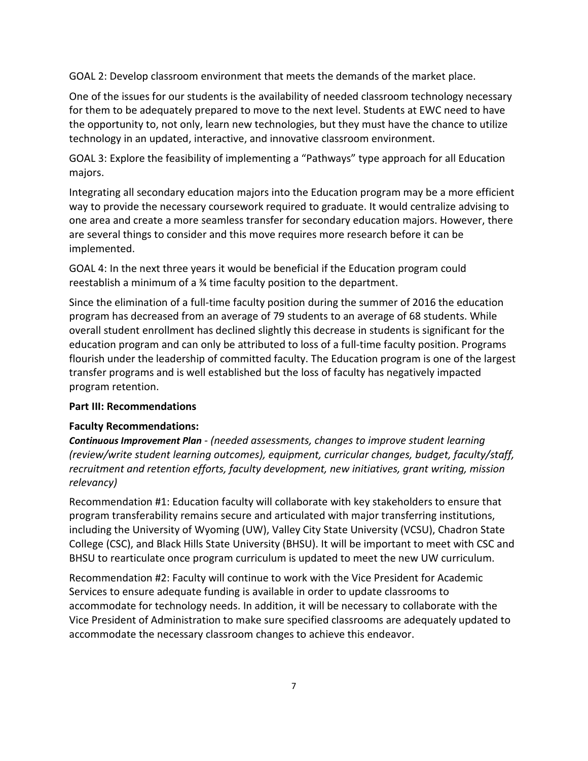GOAL 2: Develop classroom environment that meets the demands of the market place.

One of the issues for our students is the availability of needed classroom technology necessary for them to be adequately prepared to move to the next level. Students at EWC need to have the opportunity to, not only, learn new technologies, but they must have the chance to utilize technology in an updated, interactive, and innovative classroom environment.

GOAL 3: Explore the feasibility of implementing a "Pathways" type approach for all Education majors.

Integrating all secondary education majors into the Education program may be a more efficient way to provide the necessary coursework required to graduate. It would centralize advising to one area and create a more seamless transfer for secondary education majors. However, there are several things to consider and this move requires more research before it can be implemented.

GOAL 4: In the next three years it would be beneficial if the Education program could reestablish a minimum of a ¾ time faculty position to the department.

Since the elimination of a full-time faculty position during the summer of 2016 the education program has decreased from an average of 79 students to an average of 68 students. While overall student enrollment has declined slightly this decrease in students is significant for the education program and can only be attributed to loss of a full-time faculty position. Programs flourish under the leadership of committed faculty. The Education program is one of the largest transfer programs and is well established but the loss of faculty has negatively impacted program retention.

**Part III: Recommendations**

**Faculty Recommendations:**

***Continuous Improvement Plan*** *- (needed assessments, changes to improve student learning (review/write student learning outcomes), equipment, curricular changes, budget, faculty/staff, recruitment and retention efforts, faculty development, new initiatives, grant writing, mission relevancy)*

Recommendation #1: Education faculty will collaborate with key stakeholders to ensure that program transferability remains secure and articulated with major transferring institutions, including the University of Wyoming (UW), Valley City State University (VCSU), Chadron State College (CSC), and Black Hills State University (BHSU). It will be important to meet with CSC and BHSU to rearticulate once program curriculum is updated to meet the new UW curriculum.

Recommendation #2: Faculty will continue to work with the Vice President for Academic Services to ensure adequate funding is available in order to update classrooms to accommodate for technology needs. In addition, it will be necessary to collaborate with the Vice President of Administration to make sure specified classrooms are adequately updated to accommodate the necessary classroom changes to achieve this endeavor.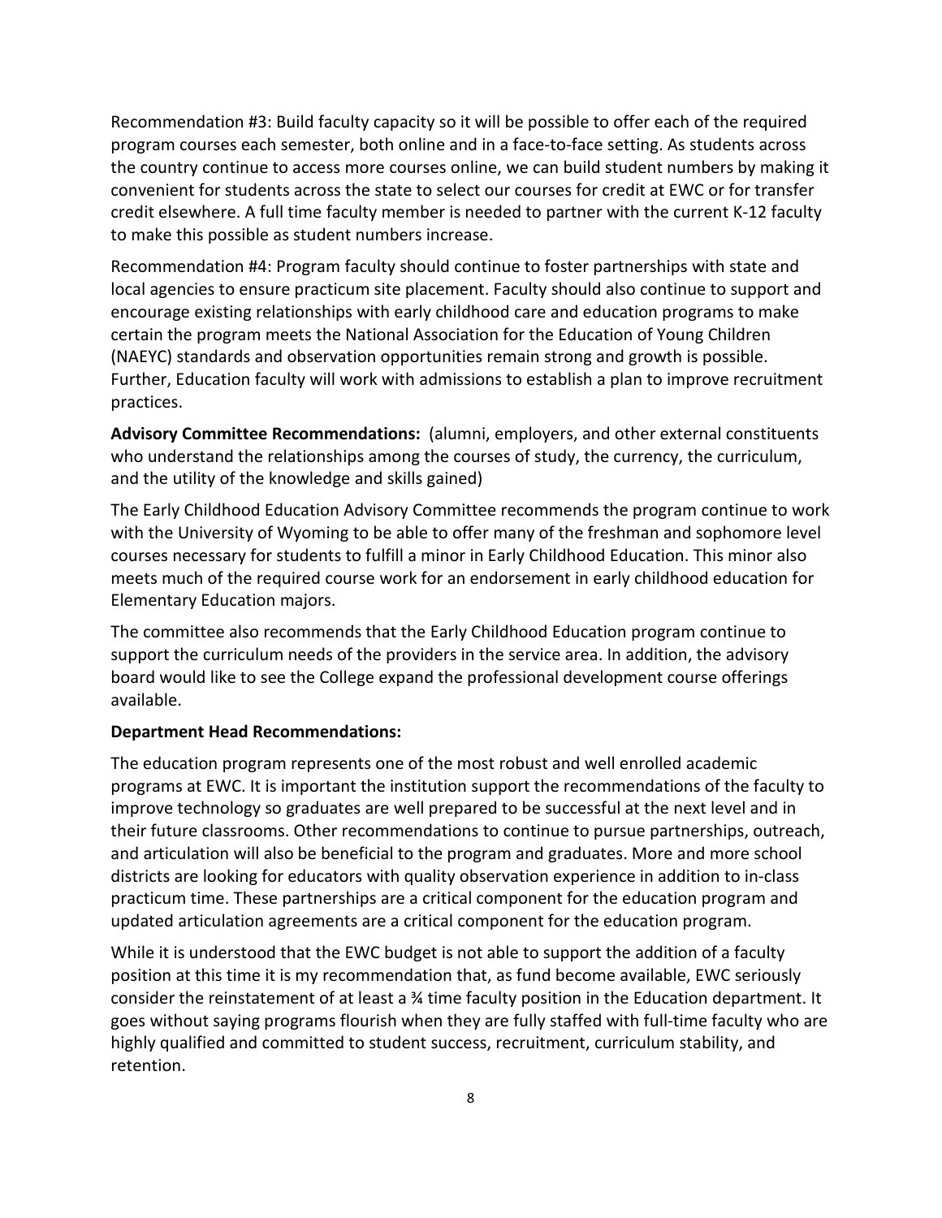Recommendation #3: Build faculty capacity so it will be possible to offer each of the required program courses each semester, both online and in a face-to-face setting. As students across the country continue to access more courses online, we can build student numbers by making it convenient for students across the state to select our courses for credit at EWC or for transfer credit elsewhere. A full time faculty member is needed to partner with the current K-12 faculty to make this possible as student numbers increase.

Recommendation #4: Program faculty should continue to foster partnerships with state and local agencies to ensure practicum site placement. Faculty should also continue to support and encourage existing relationships with early childhood care and education programs to make certain the program meets the National Association for the Education of Young Children (NAEYC) standards and observation opportunities remain strong and growth is possible. Further, Education faculty will work with admissions to establish a plan to improve recruitment practices.

**Advisory Committee Recommendations:** (alumni, employers, and other external constituents who understand the relationships among the courses of study, the currency, the curriculum, and the utility of the knowledge and skills gained)

The Early Childhood Education Advisory Committee recommends the program continue to work with the University of Wyoming to be able to offer many of the freshman and sophomore level courses necessary for students to fulfill a minor in Early Childhood Education. This minor also meets much of the required course work for an endorsement in early childhood education for Elementary Education majors.

The committee also recommends that the Early Childhood Education program continue to support the curriculum needs of the providers in the service area. In addition, the advisory board would like to see the College expand the professional development course offerings available.

**Department Head Recommendations:**

The education program represents one of the most robust and well enrolled academic programs at EWC. It is important the institution support the recommendations of the faculty to improve technology so graduates are well prepared to be successful at the next level and in their future classrooms. Other recommendations to continue to pursue partnerships, outreach, and articulation will also be beneficial to the program and graduates. More and more school districts are looking for educators with quality observation experience in addition to in-class practicum time. These partnerships are a critical component for the education program and updated articulation agreements are a critical component for the education program.

While it is understood that the EWC budget is not able to support the addition of a faculty position at this time it is my recommendation that, as fund become available, EWC seriously consider the reinstatement of at least a ¾ time faculty position in the Education department. It goes without saying programs flourish when they are fully staffed with full-time faculty who are highly qualified and committed to student success, recruitment, curriculum stability, and retention.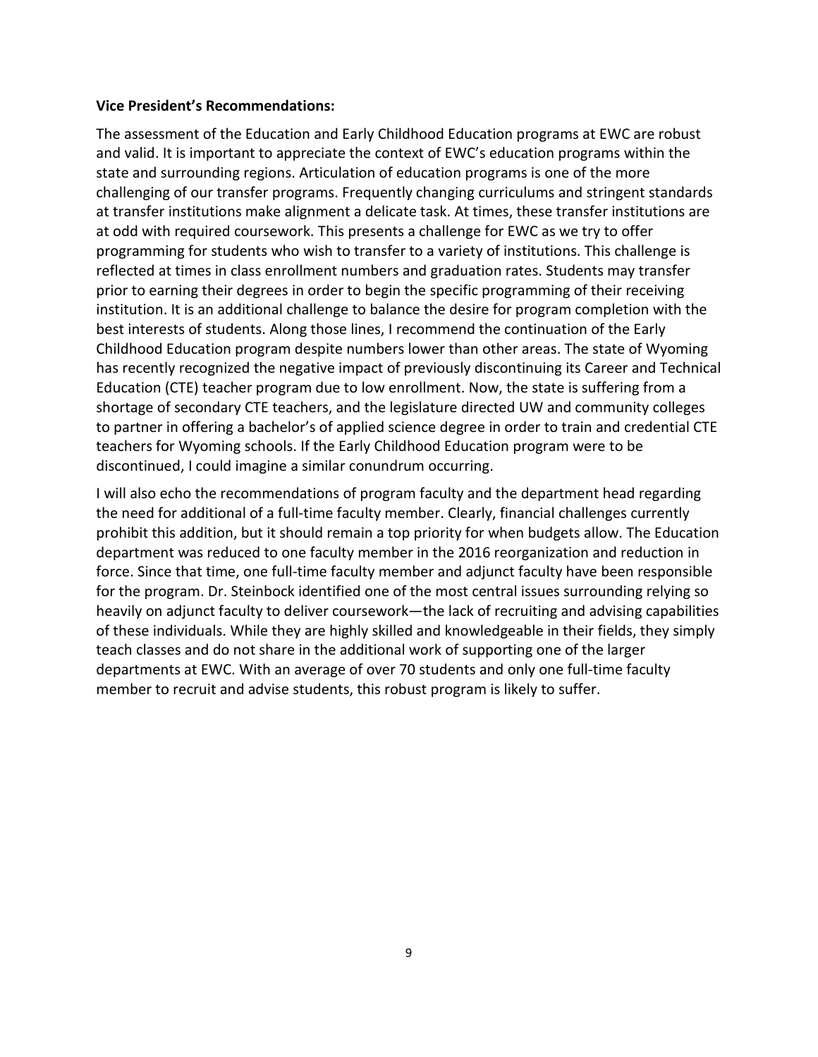**Vice President's Recommendations:**

The assessment of the Education and Early Childhood Education programs at EWC are robust and valid. It is important to appreciate the context of EWC's education programs within the state and surrounding regions. Articulation of education programs is one of the more challenging of our transfer programs. Frequently changing curriculums and stringent standards at transfer institutions make alignment a delicate task. At times, these transfer institutions are at odd with required coursework. This presents a challenge for EWC as we try to offer programming for students who wish to transfer to a variety of institutions. This challenge is reflected at times in class enrollment numbers and graduation rates. Students may transfer prior to earning their degrees in order to begin the specific programming of their receiving institution. It is an additional challenge to balance the desire for program completion with the best interests of students. Along those lines, I recommend the continuation of the Early Childhood Education program despite numbers lower than other areas. The state of Wyoming has recently recognized the negative impact of previously discontinuing its Career and Technical Education (CTE) teacher program due to low enrollment. Now, the state is suffering from a shortage of secondary CTE teachers, and the legislature directed UW and community colleges to partner in offering a bachelor's of applied science degree in order to train and credential CTE teachers for Wyoming schools. If the Early Childhood Education program were to be discontinued, I could imagine a similar conundrum occurring.

I will also echo the recommendations of program faculty and the department head regarding the need for additional of a full-time faculty member. Clearly, financial challenges currently prohibit this addition, but it should remain a top priority for when budgets allow. The Education department was reduced to one faculty member in the 2016 reorganization and reduction in force. Since that time, one full-time faculty member and adjunct faculty have been responsible for the program. Dr. Steinbock identified one of the most central issues surrounding relying so heavily on adjunct faculty to deliver coursework—the lack of recruiting and advising capabilities of these individuals. While they are highly skilled and knowledgeable in their fields, they simply teach classes and do not share in the additional work of supporting one of the larger departments at EWC. With an average of over 70 students and only one full-time faculty member to recruit and advise students, this robust program is likely to suffer.